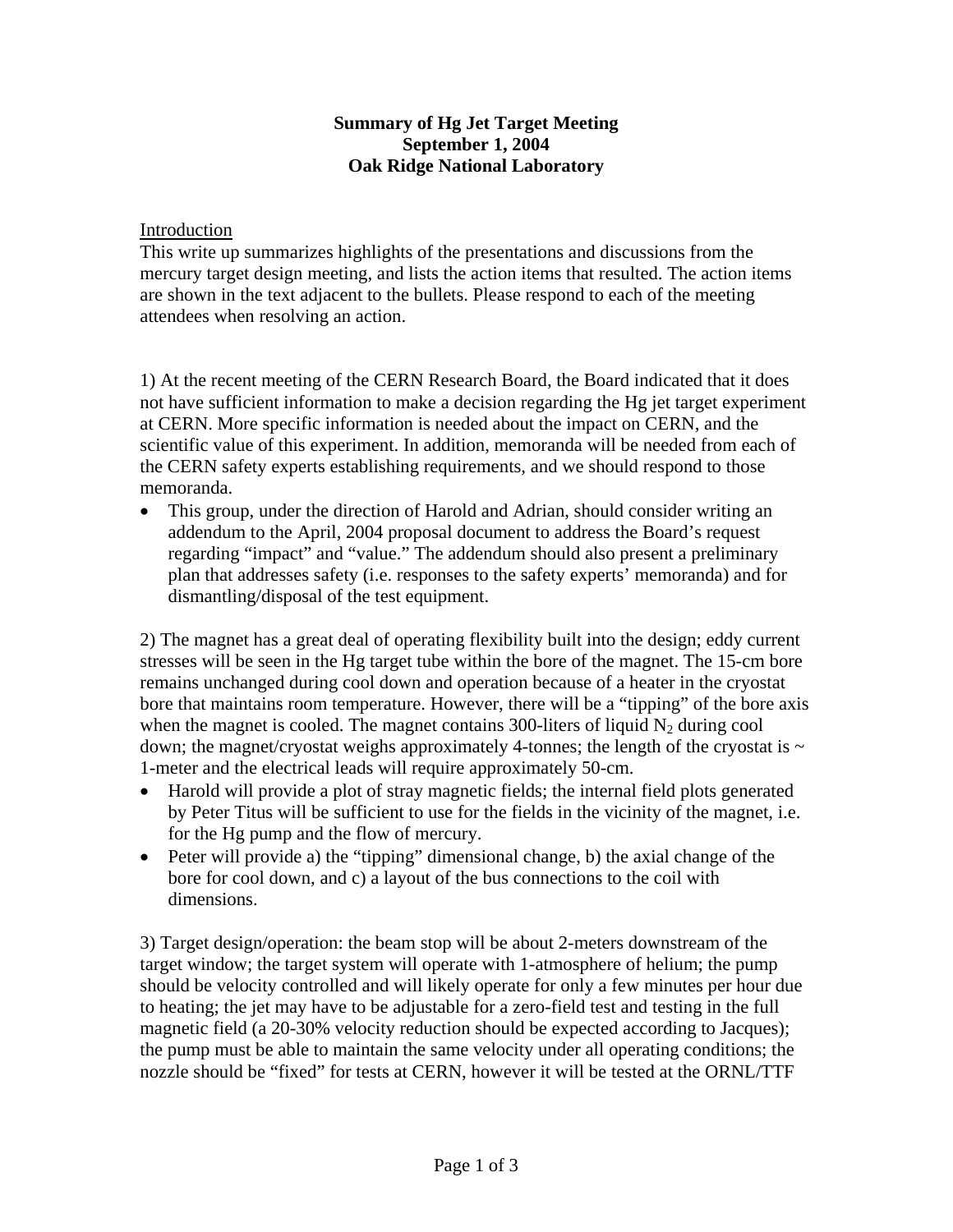**Summary of Hg Jet Target Meeting**
**September 1, 2004**
**Oak Ridge National Laboratory**

Introduction

This write up summarizes highlights of the presentations and discussions from the mercury target design meeting, and lists the action items that resulted. The action items are shown in the text adjacent to the bullets. Please respond to each of the meeting attendees when resolving an action.

1) At the recent meeting of the CERN Research Board, the Board indicated that it does not have sufficient information to make a decision regarding the Hg jet target experiment at CERN. More specific information is needed about the impact on CERN, and the scientific value of this experiment. In addition, memoranda will be needed from each of the CERN safety experts establishing requirements, and we should respond to those memoranda.

- This group, under the direction of Harold and Adrian, should consider writing an addendum to the April, 2004 proposal document to address the Board's request regarding "impact" and "value." The addendum should also present a preliminary plan that addresses safety (i.e. responses to the safety experts' memoranda) and for dismantling/disposal of the test equipment.

2) The magnet has a great deal of operating flexibility built into the design; eddy current stresses will be seen in the Hg target tube within the bore of the magnet. The 15-cm bore remains unchanged during cool down and operation because of a heater in the cryostat bore that maintains room temperature. However, there will be a "tipping" of the bore axis when the magnet is cooled. The magnet contains 300-liters of liquid $N_2$ during cool down; the magnet/cryostat weighs approximately 4-tonnes; the length of the cryostat is ~ 1-meter and the electrical leads will require approximately 50-cm.

- Harold will provide a plot of stray magnetic fields; the internal field plots generated by Peter Titus will be sufficient to use for the fields in the vicinity of the magnet, i.e. for the Hg pump and the flow of mercury.
- Peter will provide a) the "tipping" dimensional change, b) the axial change of the bore for cool down, and c) a layout of the bus connections to the coil with dimensions.

3) Target design/operation: the beam stop will be about 2-meters downstream of the target window; the target system will operate with 1-atmosphere of helium; the pump should be velocity controlled and will likely operate for only a few minutes per hour due to heating; the jet may have to be adjustable for a zero-field test and testing in the full magnetic field (a 20-30% velocity reduction should be expected according to Jacques); the pump must be able to maintain the same velocity under all operating conditions; the nozzle should be "fixed" for tests at CERN, however it will be tested at the ORNL/TTF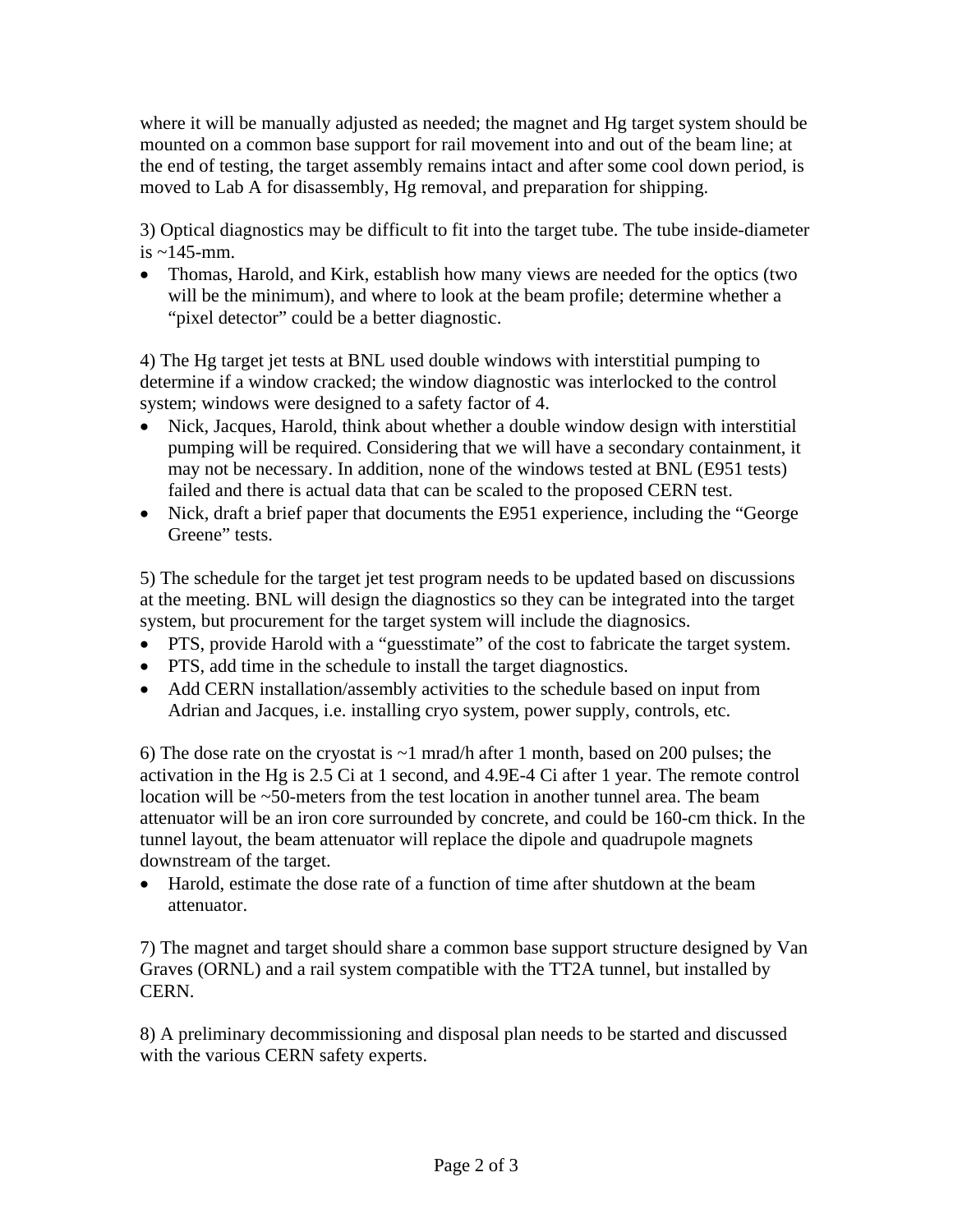where it will be manually adjusted as needed; the magnet and Hg target system should be mounted on a common base support for rail movement into and out of the beam line; at the end of testing, the target assembly remains intact and after some cool down period, is moved to Lab A for disassembly, Hg removal, and preparation for shipping.

3) Optical diagnostics may be difficult to fit into the target tube. The tube inside-diameter is ~145-mm.

- Thomas, Harold, and Kirk, establish how many views are needed for the optics (two will be the minimum), and where to look at the beam profile; determine whether a "pixel detector" could be a better diagnostic.

4) The Hg target jet tests at BNL used double windows with interstitial pumping to determine if a window cracked; the window diagnostic was interlocked to the control system; windows were designed to a safety factor of 4.

- Nick, Jacques, Harold, think about whether a double window design with interstitial pumping will be required. Considering that we will have a secondary containment, it may not be necessary. In addition, none of the windows tested at BNL (E951 tests) failed and there is actual data that can be scaled to the proposed CERN test.
- Nick, draft a brief paper that documents the E951 experience, including the "George Greene" tests.

5) The schedule for the target jet test program needs to be updated based on discussions at the meeting. BNL will design the diagnostics so they can be integrated into the target system, but procurement for the target system will include the diagnosics.

- PTS, provide Harold with a "guesstimate" of the cost to fabricate the target system.
- PTS, add time in the schedule to install the target diagnostics.
- Add CERN installation/assembly activities to the schedule based on input from Adrian and Jacques, i.e. installing cryo system, power supply, controls, etc.

6) The dose rate on the cryostat is ~1 mrad/h after 1 month, based on 200 pulses; the activation in the Hg is 2.5 Ci at 1 second, and 4.9E-4 Ci after 1 year. The remote control location will be ~50-meters from the test location in another tunnel area. The beam attenuator will be an iron core surrounded by concrete, and could be 160-cm thick. In the tunnel layout, the beam attenuator will replace the dipole and quadrupole magnets downstream of the target.

- Harold, estimate the dose rate of a function of time after shutdown at the beam attenuator.

7) The magnet and target should share a common base support structure designed by Van Graves (ORNL) and a rail system compatible with the TT2A tunnel, but installed by CERN.

8) A preliminary decommissioning and disposal plan needs to be started and discussed with the various CERN safety experts.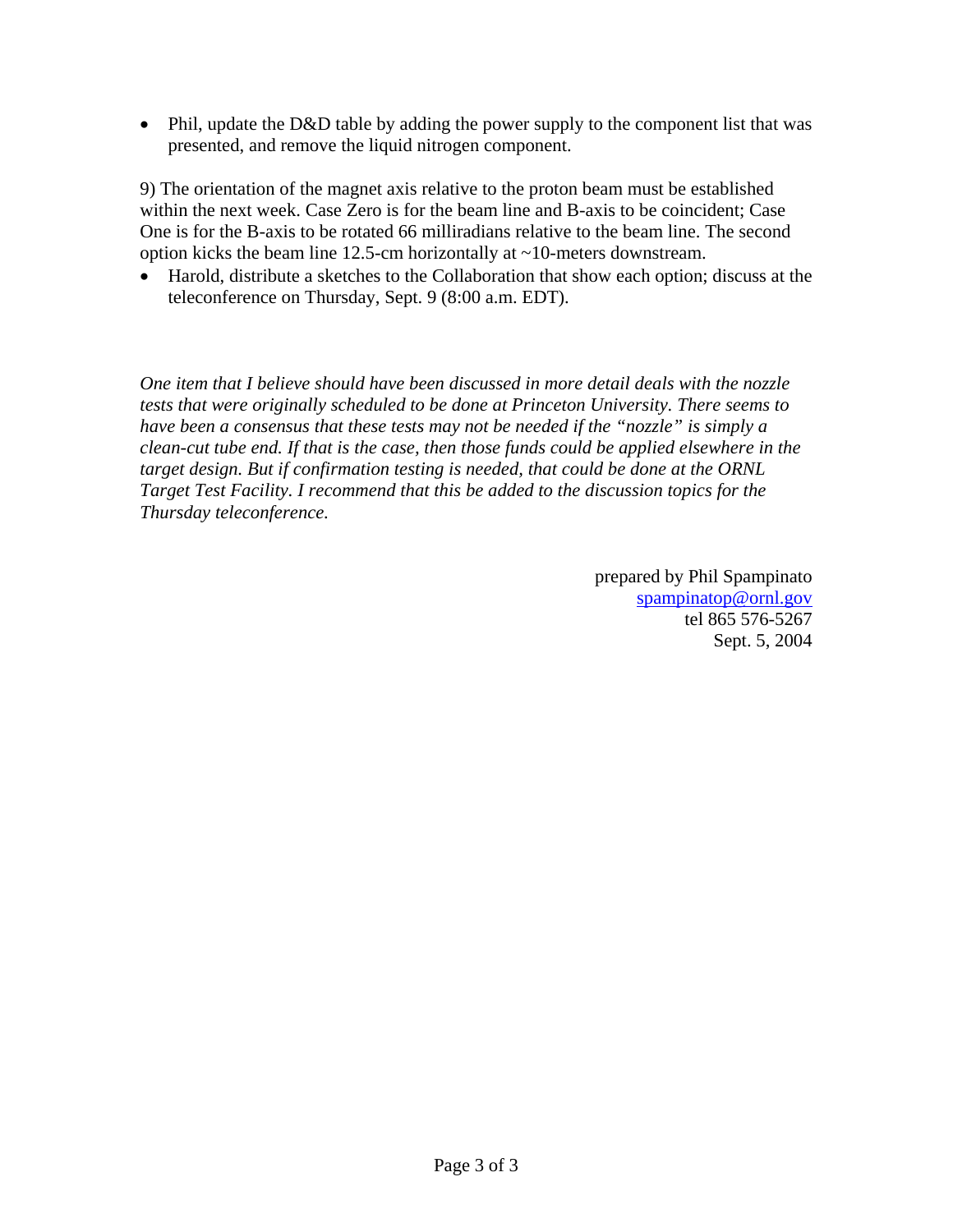- Phil, update the D&D table by adding the power supply to the component list that was presented, and remove the liquid nitrogen component.

9) The orientation of the magnet axis relative to the proton beam must be established within the next week. Case Zero is for the beam line and B-axis to be coincident; Case One is for the B-axis to be rotated 66 milliradians relative to the beam line. The second option kicks the beam line 12.5-cm horizontally at ~10-meters downstream.

- Harold, distribute a sketches to the Collaboration that show each option; discuss at the teleconference on Thursday, Sept. 9 (8:00 a.m. EDT).

*One item that I believe should have been discussed in more detail deals with the nozzle tests that were originally scheduled to be done at Princeton University. There seems to have been a consensus that these tests may not be needed if the "nozzle" is simply a clean-cut tube end. If that is the case, then those funds could be applied elsewhere in the target design. But if confirmation testing is needed, that could be done at the ORNL Target Test Facility. I recommend that this be added to the discussion topics for the Thursday teleconference.*

prepared by Phil Spampinato
spampinatop@ornl.gov
tel 865 576-5267
Sept. 5, 2004